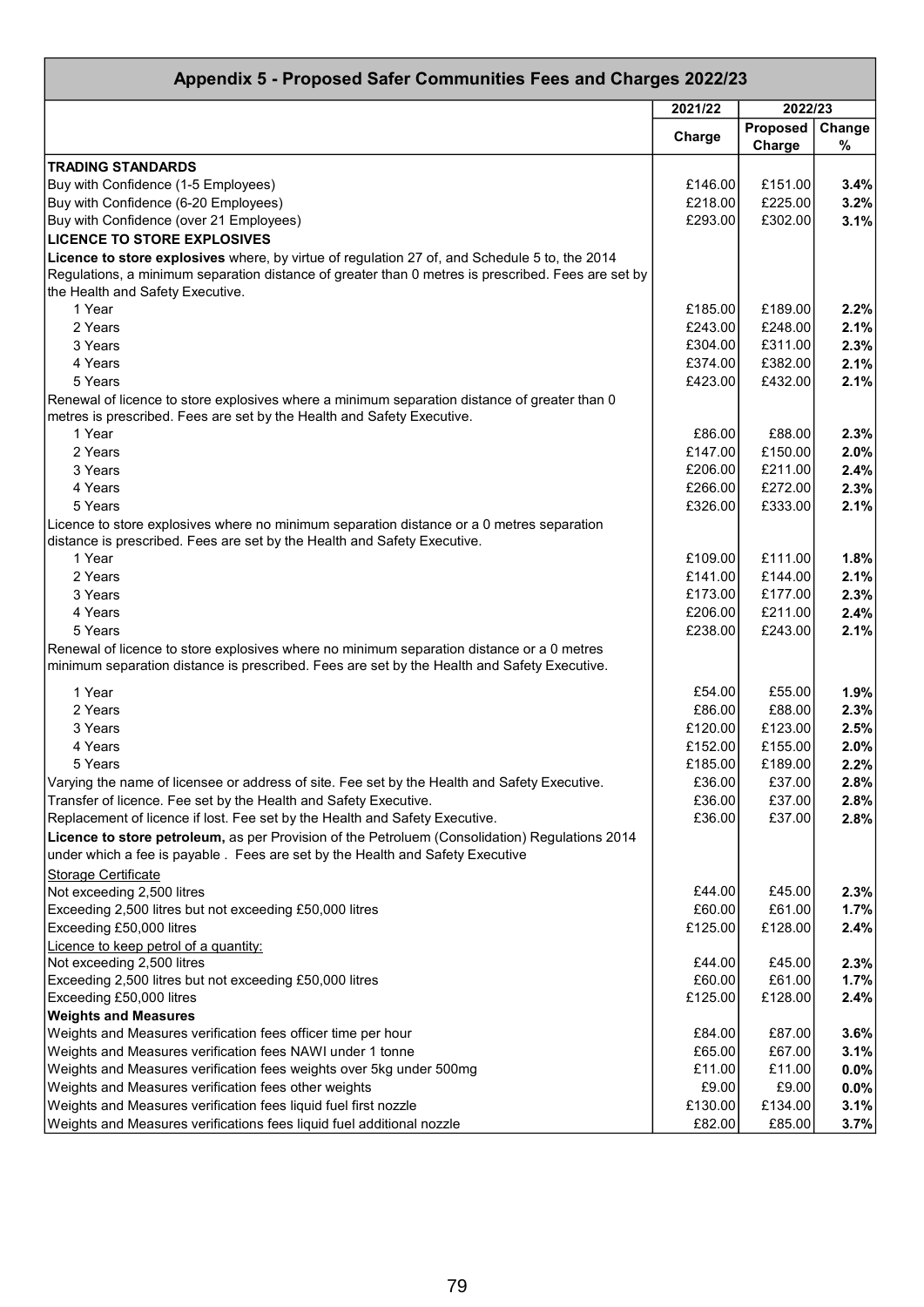| Appendix 5 - Proposed Safer Communities Fees and Charges 2022/23 | | | |
|---|---|---|---|
| | 2021/22 | 2022/23 | |
| | Charge | Proposed Charge | Change % |
| **TRADING STANDARDS** | | | |
| Buy with Confidence (1-5 Employees) | £146.00 | £151.00 | **3.4%** |
| Buy with Confidence (6-20 Employees) | £218.00 | £225.00 | **3.2%** |
| Buy with Confidence (over 21 Employees) | £293.00 | £302.00 | **3.1%** |
| **LICENCE TO STORE EXPLOSIVES** | | | |
| **Licence to store explosives** where, by virtue of regulation 27 of, and Schedule 5 to, the 2014 Regulations, a minimum separation distance of greater than 0 metres is prescribed. Fees are set by the Health and Safety Executive. | | | |
| 1 Year | £185.00 | £189.00 | **2.2%** |
| 2 Years | £243.00 | £248.00 | **2.1%** |
| 3 Years | £304.00 | £311.00 | **2.3%** |
| 4 Years | £374.00 | £382.00 | **2.1%** |
| 5 Years | £423.00 | £432.00 | **2.1%** |
| Renewal of licence to store explosives where a minimum separation distance of greater than 0 metres is prescribed. Fees are set by the Health and Safety Executive. | | | |
| 1 Year | £86.00 | £88.00 | **2.3%** |
| 2 Years | £147.00 | £150.00 | **2.0%** |
| 3 Years | £206.00 | £211.00 | **2.4%** |
| 4 Years | £266.00 | £272.00 | **2.3%** |
| 5 Years | £326.00 | £333.00 | **2.1%** |
| Licence to store explosives where no minimum separation distance or a 0 metres separation distance is prescribed. Fees are set by the Health and Safety Executive. | | | |
| 1 Year | £109.00 | £111.00 | **1.8%** |
| 2 Years | £141.00 | £144.00 | **2.1%** |
| 3 Years | £173.00 | £177.00 | **2.3%** |
| 4 Years | £206.00 | £211.00 | **2.4%** |
| 5 Years | £238.00 | £243.00 | **2.1%** |
| Renewal of licence to store explosives where no minimum separation distance or a 0 metres minimum separation distance is prescribed. Fees are set by the Health and Safety Executive. | | | |
| 1 Year | £54.00 | £55.00 | **1.9%** |
| 2 Years | £86.00 | £88.00 | **2.3%** |
| 3 Years | £120.00 | £123.00 | **2.5%** |
| 4 Years | £152.00 | £155.00 | **2.0%** |
| 5 Years | £185.00 | £189.00 | **2.2%** |
| Varying the name of licensee or address of site. Fee set by the Health and Safety Executive. | £36.00 | £37.00 | **2.8%** |
| Transfer of licence. Fee set by the Health and Safety Executive. | £36.00 | £37.00 | **2.8%** |
| Replacement of licence if lost. Fee set by the Health and Safety Executive. | £36.00 | £37.00 | **2.8%** |
| **Licence to store petroleum,** as per Provision of the Petroluem (Consolidation) Regulations 2014 under which a fee is payable . Fees are set by the Health and Safety Executive | | | |
| Storage Certificate | | | |
| Not exceeding 2,500 litres | £44.00 | £45.00 | **2.3%** |
| Exceeding 2,500 litres but not exceeding £50,000 litres | £60.00 | £61.00 | **1.7%** |
| Exceeding £50,000 litres | £125.00 | £128.00 | **2.4%** |
| Licence to keep petrol of a quantity: | | | |
| Not exceeding 2,500 litres | £44.00 | £45.00 | **2.3%** |
| Exceeding 2,500 litres but not exceeding £50,000 litres | £60.00 | £61.00 | **1.7%** |
| Exceeding £50,000 litres | £125.00 | £128.00 | **2.4%** |
| **Weights and Measures** | | | |
| Weights and Measures verification fees officer time per hour | £84.00 | £87.00 | **3.6%** |
| Weights and Measures verification fees NAWI under 1 tonne | £65.00 | £67.00 | **3.1%** |
| Weights and Measures verification fees weights over 5kg under 500mg | £11.00 | £11.00 | **0.0%** |
| Weights and Measures verification fees other weights | £9.00 | £9.00 | **0.0%** |
| Weights and Measures verification fees liquid fuel first nozzle | £130.00 | £134.00 | **3.1%** |
| Weights and Measures verifications fees liquid fuel additional nozzle | £82.00 | £85.00 | **3.7%** |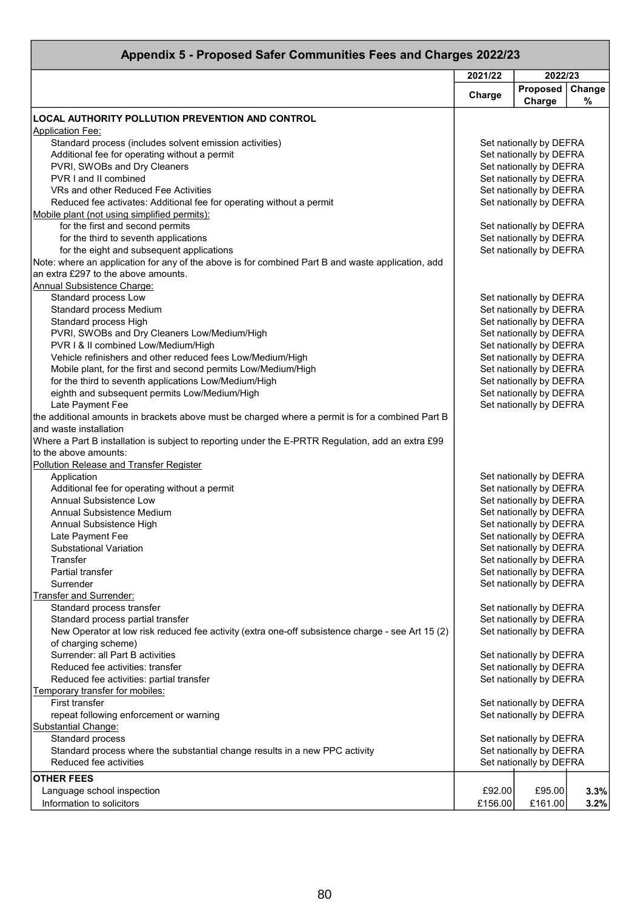| Appendix 5 - Proposed Safer Communities Fees and Charges 2022/23 | 2021/22 | 2022/23 | |
|---|---|---|---|
| | Charge | Proposed Charge | Change % |
| **LOCAL AUTHORITY POLLUTION PREVENTION AND CONTROL** | | | |
| Application Fee: | | | |
| Standard process (includes solvent emission activities) | Set nationally by DEFRA | | |
| Additional fee for operating without a permit | Set nationally by DEFRA | | |
| PVRI, SWOBs and Dry Cleaners | Set nationally by DEFRA | | |
| PVR I and II combined | Set nationally by DEFRA | | |
| VRs and other Reduced Fee Activities | Set nationally by DEFRA | | |
| Reduced fee activates: Additional fee for operating without a permit | Set nationally by DEFRA | | |
| Mobile plant (not using simplified permits): | | | |
| for the first and second permits | Set nationally by DEFRA | | |
| for the third to seventh applications | Set nationally by DEFRA | | |
| for the eight and subsequent applications | Set nationally by DEFRA | | |
| Note: where an application for any of the above is for combined Part B and waste application, add an extra £297 to the above amounts. | | | |
| Annual Subsistence Charge: | | | |
| Standard process Low | Set nationally by DEFRA | | |
| Standard process Medium | Set nationally by DEFRA | | |
| Standard process High | Set nationally by DEFRA | | |
| PVRI, SWOBs and Dry Cleaners Low/Medium/High | Set nationally by DEFRA | | |
| PVR I & II combined Low/Medium/High | Set nationally by DEFRA | | |
| Vehicle refinishers and other reduced fees Low/Medium/High | Set nationally by DEFRA | | |
| Mobile plant, for the first and second permits Low/Medium/High | Set nationally by DEFRA | | |
| for the third to seventh applications Low/Medium/High | Set nationally by DEFRA | | |
| eighth and subsequent permits Low/Medium/High | Set nationally by DEFRA | | |
| Late Payment Fee | Set nationally by DEFRA | | |
| the additional amounts in brackets above must be charged where a permit is for a combined Part B and waste installation | | | |
| Where a Part B installation is subject to reporting under the E-PRTR Regulation, add an extra £99 to the above amounts: | | | |
| Pollution Release and Transfer Register | | | |
| Application | Set nationally by DEFRA | | |
| Additional fee for operating without a permit | Set nationally by DEFRA | | |
| Annual Subsistence Low | Set nationally by DEFRA | | |
| Annual Subsistence Medium | Set nationally by DEFRA | | |
| Annual Subsistence High | Set nationally by DEFRA | | |
| Late Payment Fee | Set nationally by DEFRA | | |
| Substational Variation | Set nationally by DEFRA | | |
| Transfer | Set nationally by DEFRA | | |
| Partial transfer | Set nationally by DEFRA | | |
| Surrender | Set nationally by DEFRA | | |
| Transfer and Surrender: | | | |
| Standard process transfer | Set nationally by DEFRA | | |
| Standard process partial transfer | Set nationally by DEFRA | | |
| New Operator at low risk reduced fee activity (extra one-off subsistence charge - see Art 15 (2) of charging scheme) | Set nationally by DEFRA | | |
| Surrender: all Part B activities | Set nationally by DEFRA | | |
| Reduced fee activities: transfer | Set nationally by DEFRA | | |
| Reduced fee activities: partial transfer | Set nationally by DEFRA | | |
| Temporary transfer for mobiles: | | | |
| First transfer | Set nationally by DEFRA | | |
| repeat following enforcement or warning | Set nationally by DEFRA | | |
| Substantial Change: | | | |
| Standard process | Set nationally by DEFRA | | |
| Standard process where the substantial change results in a new PPC activity | Set nationally by DEFRA | | |
| Reduced fee activities | Set nationally by DEFRA | | |
| **OTHER FEES** | | | |
| Language school inspection | £92.00 | £95.00 | **3.3%** |
| Information to solicitors | £156.00 | £161.00 | **3.2%** |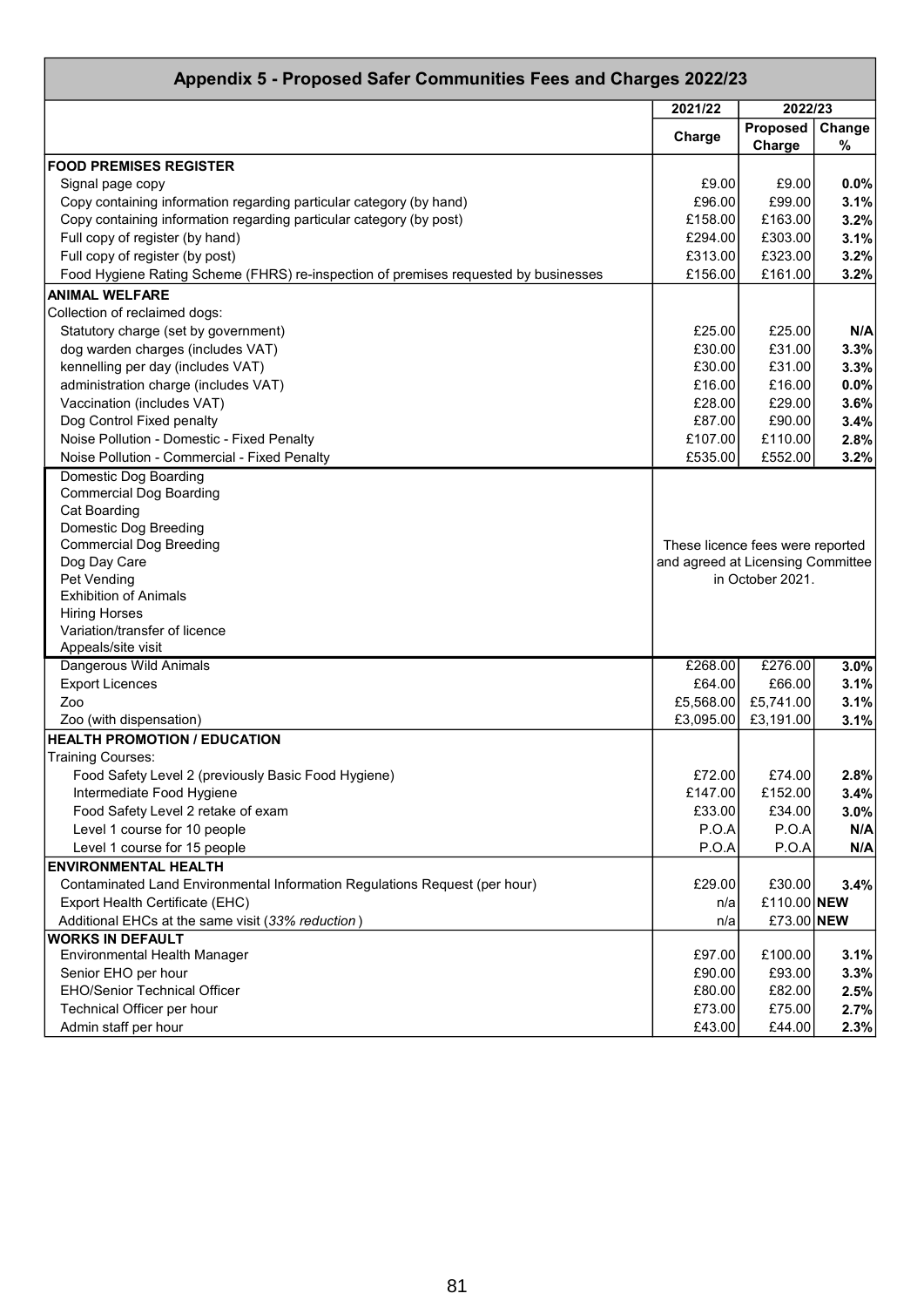# Appendix 5 - Proposed Safer Communities Fees and Charges 2022/23

| | 2021/22 | 2022/23 | |
|---|---|---|---|
| | Charge | Proposed Charge | Change % |
| **FOOD PREMISES REGISTER** | | | |
| Signal page copy | £9.00 | £9.00 | **0.0%** |
| Copy containing information regarding particular category (by hand) | £96.00 | £99.00 | **3.1%** |
| Copy containing information regarding particular category (by post) | £158.00 | £163.00 | **3.2%** |
| Full copy of register (by hand) | £294.00 | £303.00 | **3.1%** |
| Full copy of register (by post) | £313.00 | £323.00 | **3.2%** |
| Food Hygiene Rating Scheme (FHRS) re-inspection of premises requested by businesses | £156.00 | £161.00 | **3.2%** |
| **ANIMAL WELFARE** | | | |
| Collection of reclaimed dogs: | | | |
| Statutory charge (set by government) | £25.00 | £25.00 | **N/A** |
| dog warden charges (includes VAT) | £30.00 | £31.00 | **3.3%** |
| kennelling per day (includes VAT) | £30.00 | £31.00 | **3.3%** |
| administration charge (includes VAT) | £16.00 | £16.00 | **0.0%** |
| Vaccination (includes VAT) | £28.00 | £29.00 | **3.6%** |
| Dog Control Fixed penalty | £87.00 | £90.00 | **3.4%** |
| Noise Pollution - Domestic - Fixed Penalty | £107.00 | £110.00 | **2.8%** |
| Noise Pollution - Commercial - Fixed Penalty | £535.00 | £552.00 | **3.2%** |
| Domestic Dog Boarding<br>Commercial Dog Boarding<br>Cat Boarding<br>Domestic Dog Breeding<br>Commercial Dog Breeding<br>Dog Day Care<br>Pet Vending<br>Exhibition of Animals<br>Hiring Horses<br>Variation/transfer of licence<br>Appeals/site visit | These licence fees were reported and agreed at Licensing Committee in October 2021. | | |
| Dangerous Wild Animals | £268.00 | £276.00 | **3.0%** |
| Export Licences | £64.00 | £66.00 | **3.1%** |
| Zoo | £5,568.00 | £5,741.00 | **3.1%** |
| Zoo (with dispensation) | £3,095.00 | £3,191.00 | **3.1%** |
| **HEALTH PROMOTION / EDUCATION** | | | |
| Training Courses: | | | |
| Food Safety Level 2 (previously Basic Food Hygiene) | £72.00 | £74.00 | **2.8%** |
| Intermediate Food Hygiene | £147.00 | £152.00 | **3.4%** |
| Food Safety Level 2 retake of exam | £33.00 | £34.00 | **3.0%** |
| Level 1 course for 10 people | P.O.A | P.O.A | **N/A** |
| Level 1 course for 15 people | P.O.A | P.O.A | **N/A** |
| **ENVIRONMENTAL HEALTH** | | | |
| Contaminated Land Environmental Information Regulations Request (per hour) | £29.00 | £30.00 | **3.4%** |
| Export Health Certificate (EHC) | n/a | £110.00 | **NEW** |
| Additional EHCs at the same visit (*33% reduction*) | n/a | £73.00 | **NEW** |
| **WORKS IN DEFAULT** | | | |
| Environmental Health Manager | £97.00 | £100.00 | **3.1%** |
| Senior EHO per hour | £90.00 | £93.00 | **3.3%** |
| EHO/Senior Technical Officer | £80.00 | £82.00 | **2.5%** |
| Technical Officer per hour | £73.00 | £75.00 | **2.7%** |
| Admin staff per hour | £43.00 | £44.00 | **2.3%** |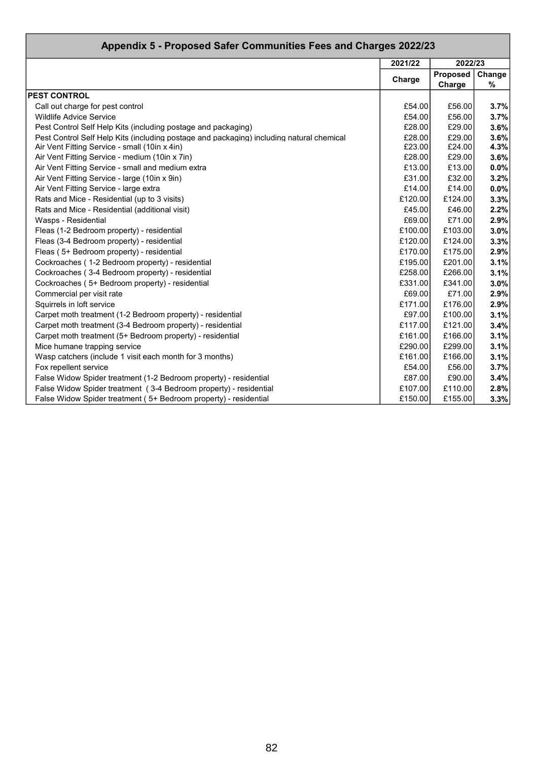## Appendix 5 - Proposed Safer Communities Fees and Charges 2022/23

| | 2021/22 | 2022/23 | |
|---|---|---|---|
| | Charge | Proposed Charge | Change % |
| **PEST CONTROL** | | | |
| Call out charge for pest control | £54.00 | £56.00 | **3.7%** |
| Wildlife Advice Service | £54.00 | £56.00 | **3.7%** |
| Pest Control Self Help Kits (including postage and packaging) | £28.00 | £29.00 | **3.6%** |
| Pest Control Self Help Kits (including postage and packaging) including natural chemical | £28.00 | £29.00 | **3.6%** |
| Air Vent Fitting Service - small (10in x 4in) | £23.00 | £24.00 | **4.3%** |
| Air Vent Fitting Service - medium (10in x 7in) | £28.00 | £29.00 | **3.6%** |
| Air Vent Fitting Service - small and medium extra | £13.00 | £13.00 | **0.0%** |
| Air Vent Fitting Service - large (10in x 9in) | £31.00 | £32.00 | **3.2%** |
| Air Vent Fitting Service - large extra | £14.00 | £14.00 | **0.0%** |
| Rats and Mice - Residential (up to 3 visits) | £120.00 | £124.00 | **3.3%** |
| Rats and Mice - Residential (additional visit) | £45.00 | £46.00 | **2.2%** |
| Wasps - Residential | £69.00 | £71.00 | **2.9%** |
| Fleas (1-2 Bedroom property) - residential | £100.00 | £103.00 | **3.0%** |
| Fleas (3-4 Bedroom property) - residential | £120.00 | £124.00 | **3.3%** |
| Fleas ( 5+ Bedroom property) - residential | £170.00 | £175.00 | **2.9%** |
| Cockroaches ( 1-2 Bedroom property) - residential | £195.00 | £201.00 | **3.1%** |
| Cockroaches ( 3-4 Bedroom property) - residential | £258.00 | £266.00 | **3.1%** |
| Cockroaches ( 5+ Bedroom property) - residential | £331.00 | £341.00 | **3.0%** |
| Commercial per visit rate | £69.00 | £71.00 | **2.9%** |
| Squirrels in loft service | £171.00 | £176.00 | **2.9%** |
| Carpet moth treatment (1-2 Bedroom property) - residential | £97.00 | £100.00 | **3.1%** |
| Carpet moth treatment (3-4 Bedroom property) - residential | £117.00 | £121.00 | **3.4%** |
| Carpet moth treatment (5+ Bedroom property) - residential | £161.00 | £166.00 | **3.1%** |
| Mice humane trapping service | £290.00 | £299.00 | **3.1%** |
| Wasp catchers (include 1 visit each month for 3 months) | £161.00 | £166.00 | **3.1%** |
| Fox repellent service | £54.00 | £56.00 | **3.7%** |
| False Widow Spider treatment (1-2 Bedroom property) - residential | £87.00 | £90.00 | **3.4%** |
| False Widow Spider treatment ( 3-4 Bedroom property) - residential | £107.00 | £110.00 | **2.8%** |
| False Widow Spider treatment ( 5+ Bedroom property) - residential | £150.00 | £155.00 | **3.3%** |